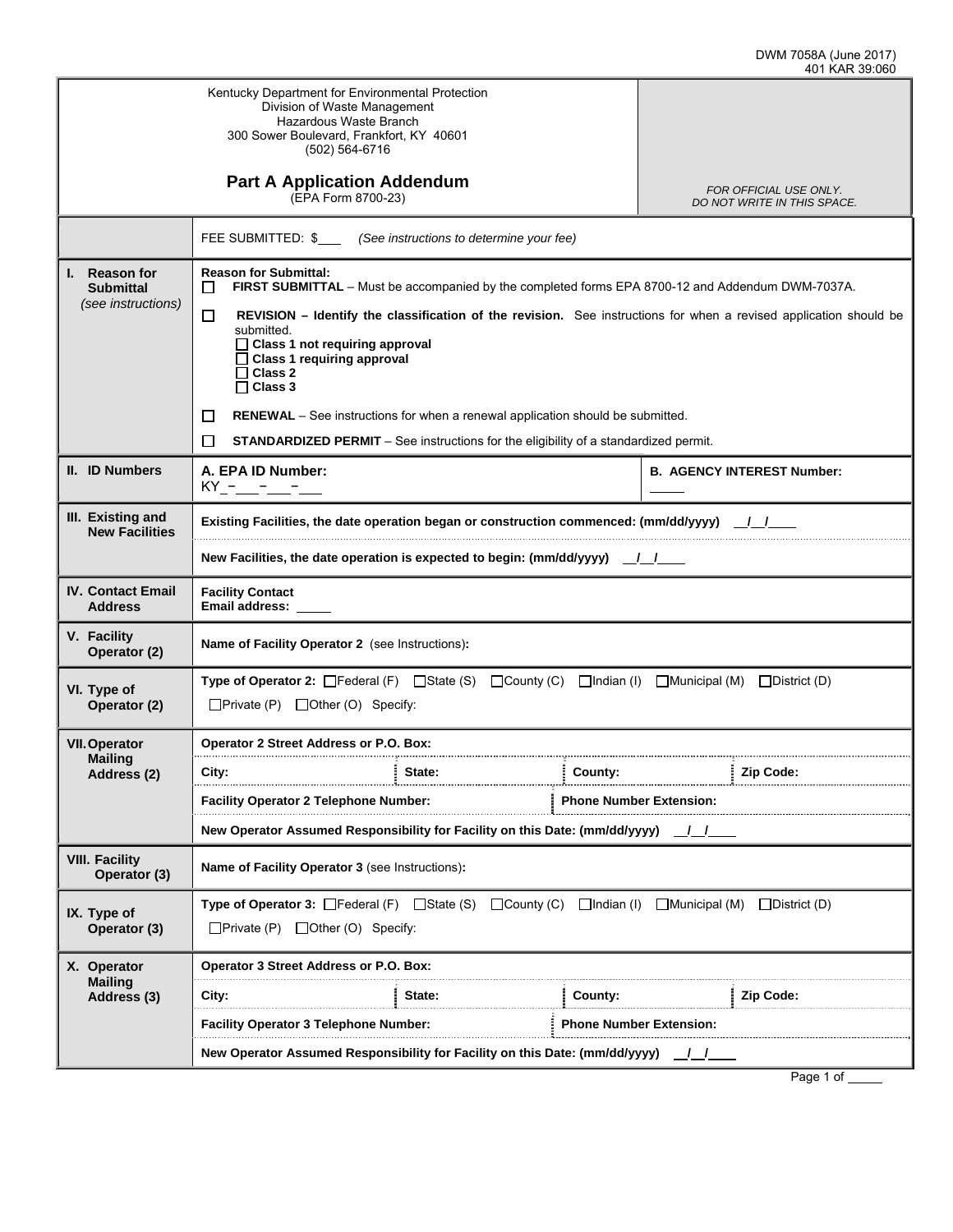DWM 7058A (June 2017)
401 KAR 39:060

Kentucky Department for Environmental Protection
Division of Waste Management
Hazardous Waste Branch
300 Sower Boulevard, Frankfort, KY 40601
(502) 564-6716

# Part A Application Addendum

(EPA Form 8700-23)

*FOR OFFICIAL USE ONLY. DO NOT WRITE IN THIS SPACE.*

| | |
|---|---|
| | FEE SUBMITTED: $___ *(See instructions to determine your fee)* |
| **I. Reason for Submittal** *(see instructions)* | **Reason for Submittal:**<br>☐ **FIRST SUBMITTAL** – Must be accompanied by the completed forms EPA 8700-12 and Addendum DWM-7037A.<br>☐ **REVISION – Identify the classification of the revision.** See instructions for when a revised application should be submitted.<br>☐ **Class 1 not requiring approval**<br>☐ **Class 1 requiring approval**<br>☐ **Class 2**<br>☐ **Class 3**<br>☐ **RENEWAL** – See instructions for when a renewal application should be submitted.<br>☐ **STANDARDIZED PERMIT** – See instructions for the eligibility of a standardized permit. |
| **II. ID Numbers** | **A. EPA ID Number:** KY_–___–___–___ &nbsp;&nbsp; **B. AGENCY INTEREST Number:** _____ |
| **III. Existing and New Facilities** | **Existing Facilities, the date operation began or construction commenced: (mm/dd/yyyy)** __/__/____<br>**New Facilities, the date operation is expected to begin: (mm/dd/yyyy)** __/__/____ |
| **IV. Contact Email Address** | **Facility Contact Email address:** _____ |
| **V. Facility Operator (2)** | **Name of Facility Operator 2** (see Instructions)**:** |
| **VI. Type of Operator (2)** | **Type of Operator 2:** ☐Federal (F) ☐State (S) ☐County (C) ☐Indian (I) ☐Municipal (M) ☐District (D) ☐Private (P) ☐Other (O) Specify: |
| **VII. Operator Mailing Address (2)** | **Operator 2 Street Address or P.O. Box:**<br>**City:** &nbsp; **State:** &nbsp; **County:** &nbsp; **Zip Code:**<br>**Facility Operator 2 Telephone Number:** &nbsp; **Phone Number Extension:**<br>**New Operator Assumed Responsibility for Facility on this Date: (mm/dd/yyyy)** __/__/____ |
| **VIII. Facility Operator (3)** | **Name of Facility Operator 3** (see Instructions)**:** |
| **IX. Type of Operator (3)** | **Type of Operator 3:** ☐Federal (F) ☐State (S) ☐County (C) ☐Indian (I) ☐Municipal (M) ☐District (D) ☐Private (P) ☐Other (O) Specify: |
| **X. Operator Mailing Address (3)** | **Operator 3 Street Address or P.O. Box:**<br>**City:** &nbsp; **State:** &nbsp; **County:** &nbsp; **Zip Code:**<br>**Facility Operator 3 Telephone Number:** &nbsp; **Phone Number Extension:**<br>**New Operator Assumed Responsibility for Facility on this Date: (mm/dd/yyyy)** __/__/____ |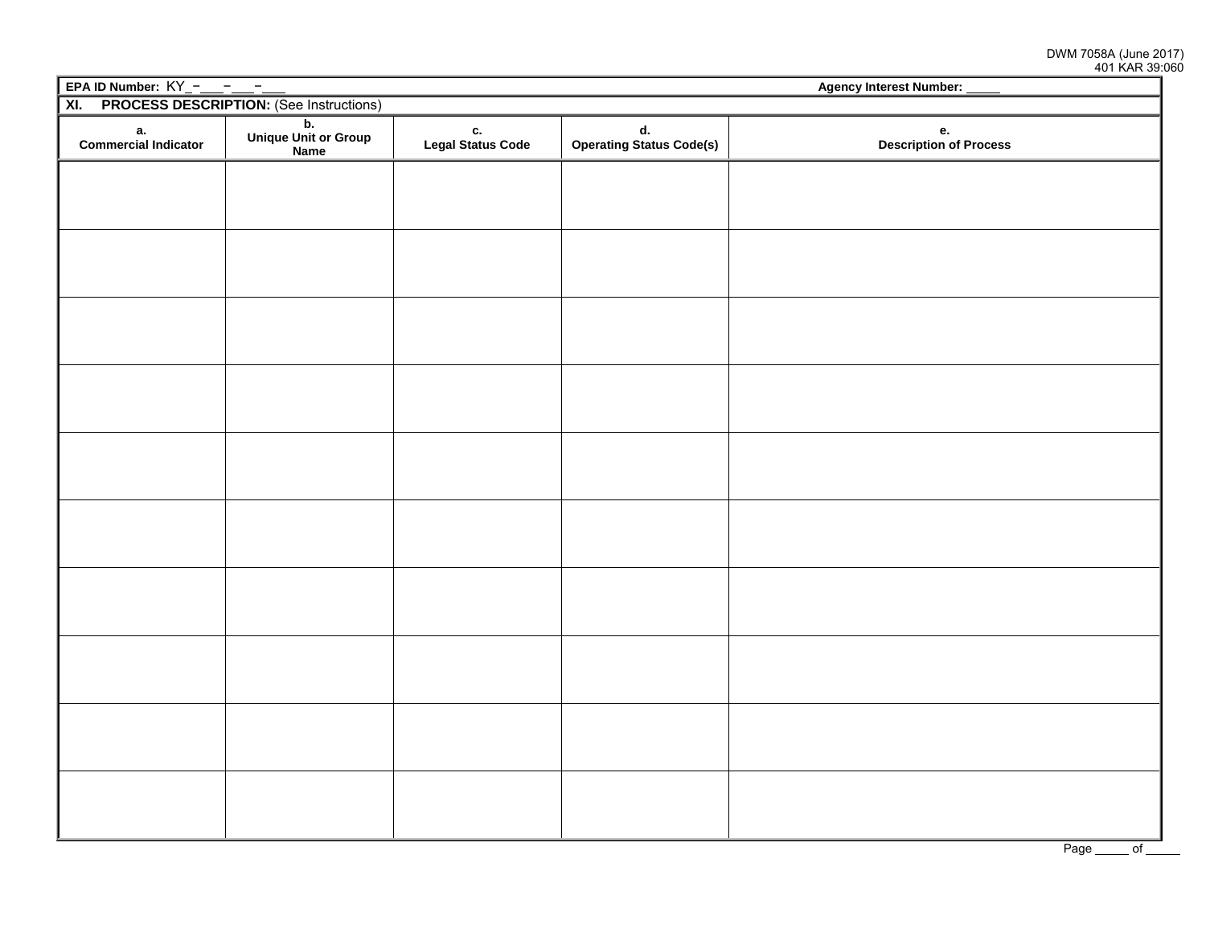DWM 7058A (June 2017)
401 KAR 39:060

**EPA ID Number:** KY_–___–___–___ **Agency Interest Number:** _____

## XI. PROCESS DESCRIPTION: (See Instructions)

| a. Commercial Indicator | b. Unique Unit or Group Name | c. Legal Status Code | d. Operating Status Code(s) | e. Description of Process |
|---|---|---|---|---|
| | | | | |
| | | | | |
| | | | | |
| | | | | |
| | | | | |
| | | | | |
| | | | | |
| | | | | |
| | | | | |
| | | | | |

Page _____ of _____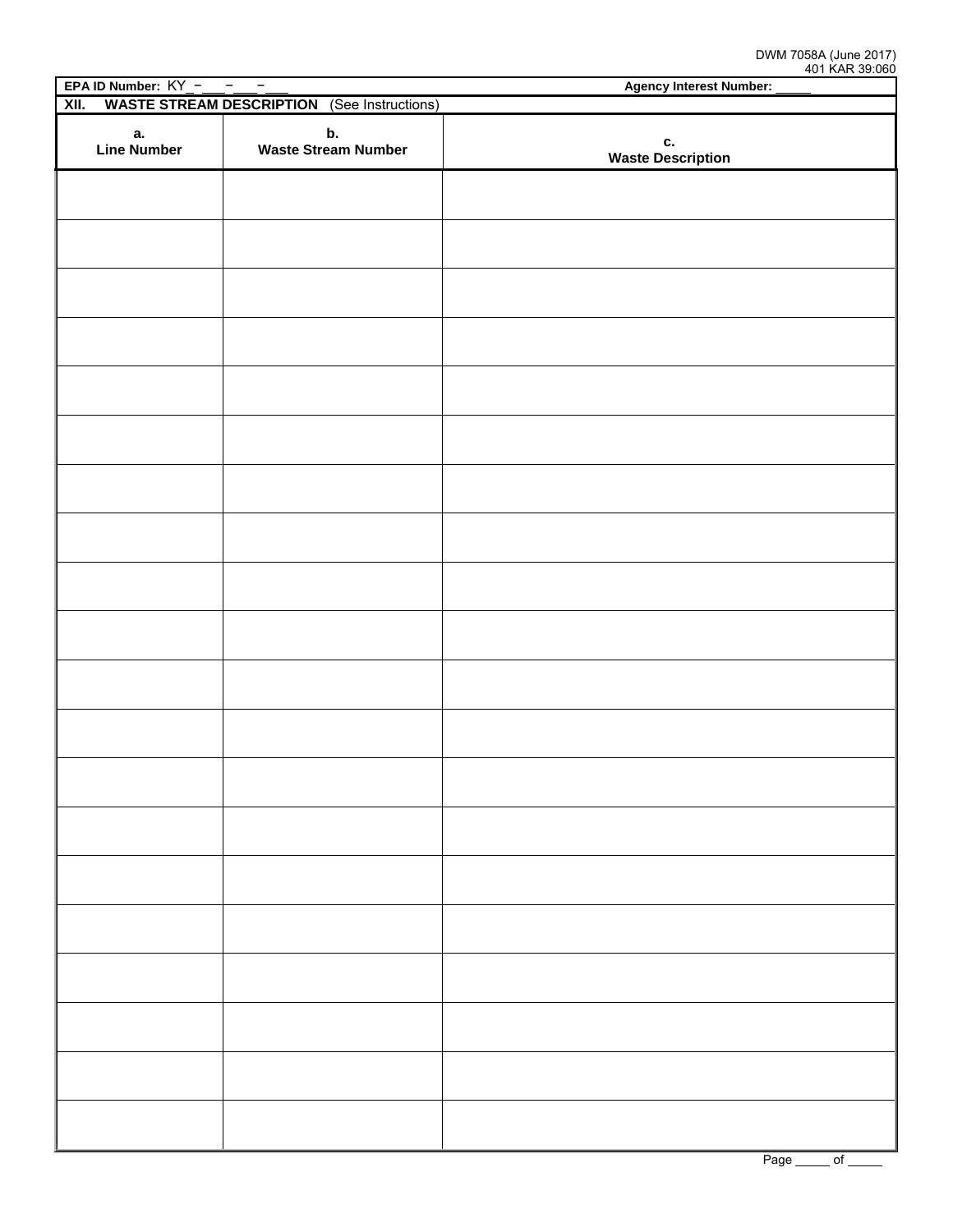DWM 7058A (June 2017)
401 KAR 39:060

**EPA ID Number:** KY_–___–___–___ **Agency Interest Number:** _____

## XII. WASTE STREAM DESCRIPTION (See Instructions)

| a. Line Number | b. Waste Stream Number | c. Waste Description |
|---|---|---|
| | | |
| | | |
| | | |
| | | |
| | | |
| | | |
| | | |
| | | |
| | | |
| | | |
| | | |
| | | |
| | | |
| | | |
| | | |
| | | |
| | | |
| | | |
| | | |
| | | |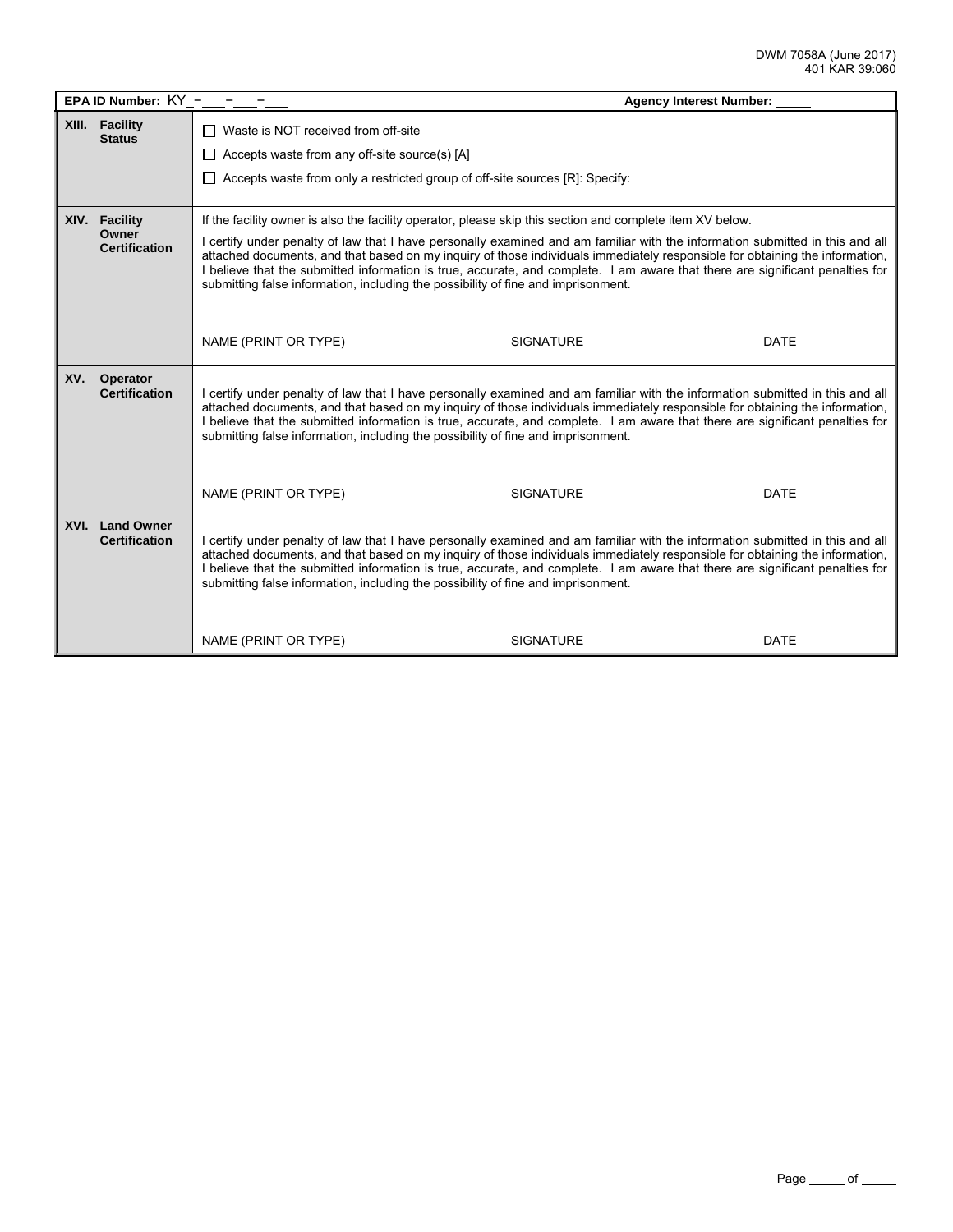DWM 7058A (June 2017)
401 KAR 39:060

| **EPA ID Number:** KY_–___–___–___ | **Agency Interest Number:** _____ |
|---|---|
| **XIII. Facility Status** | ☐ Waste is NOT received from off-site<br>☐ Accepts waste from any off-site source(s) [A]<br>☐ Accepts waste from only a restricted group of off-site sources [R]: Specify: |
| **XIV. Facility Owner Certification** | If the facility owner is also the facility operator, please skip this section and complete item XV below.<br><br>I certify under penalty of law that I have personally examined and am familiar with the information submitted in this and all attached documents, and that based on my inquiry of those individuals immediately responsible for obtaining the information, I believe that the submitted information is true, accurate, and complete. I am aware that there are significant penalties for submitting false information, including the possibility of fine and imprisonment.<br><br>NAME (PRINT OR TYPE) SIGNATURE DATE |
| **XV. Operator Certification** | I certify under penalty of law that I have personally examined and am familiar with the information submitted in this and all attached documents, and that based on my inquiry of those individuals immediately responsible for obtaining the information, I believe that the submitted information is true, accurate, and complete. I am aware that there are significant penalties for submitting false information, including the possibility of fine and imprisonment.<br><br>NAME (PRINT OR TYPE) SIGNATURE DATE |
| **XVI. Land Owner Certification** | I certify under penalty of law that I have personally examined and am familiar with the information submitted in this and all attached documents, and that based on my inquiry of those individuals immediately responsible for obtaining the information, I believe that the submitted information is true, accurate, and complete. I am aware that there are significant penalties for submitting false information, including the possibility of fine and imprisonment.<br><br>NAME (PRINT OR TYPE) SIGNATURE DATE |